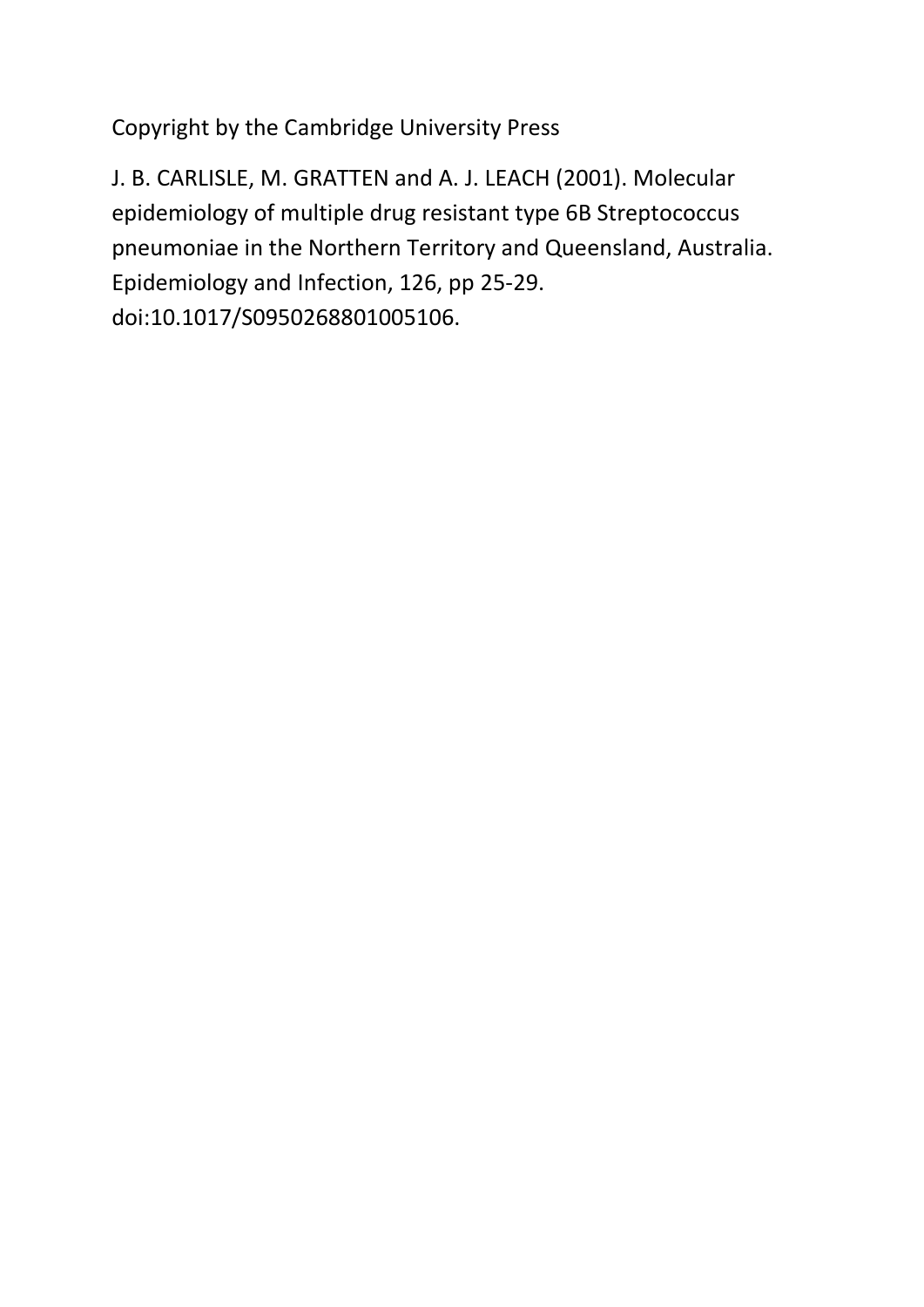Copyright by the Cambridge University Press

J. B. CARLISLE, M. GRATTEN and A. J. LEACH (2001). Molecular epidemiology of multiple drug resistant type 6B Streptococcus pneumoniae in the Northern Territory and Queensland, Australia. Epidemiology and Infection, 126, pp 25-29. doi:10.1017/S0950268801005106.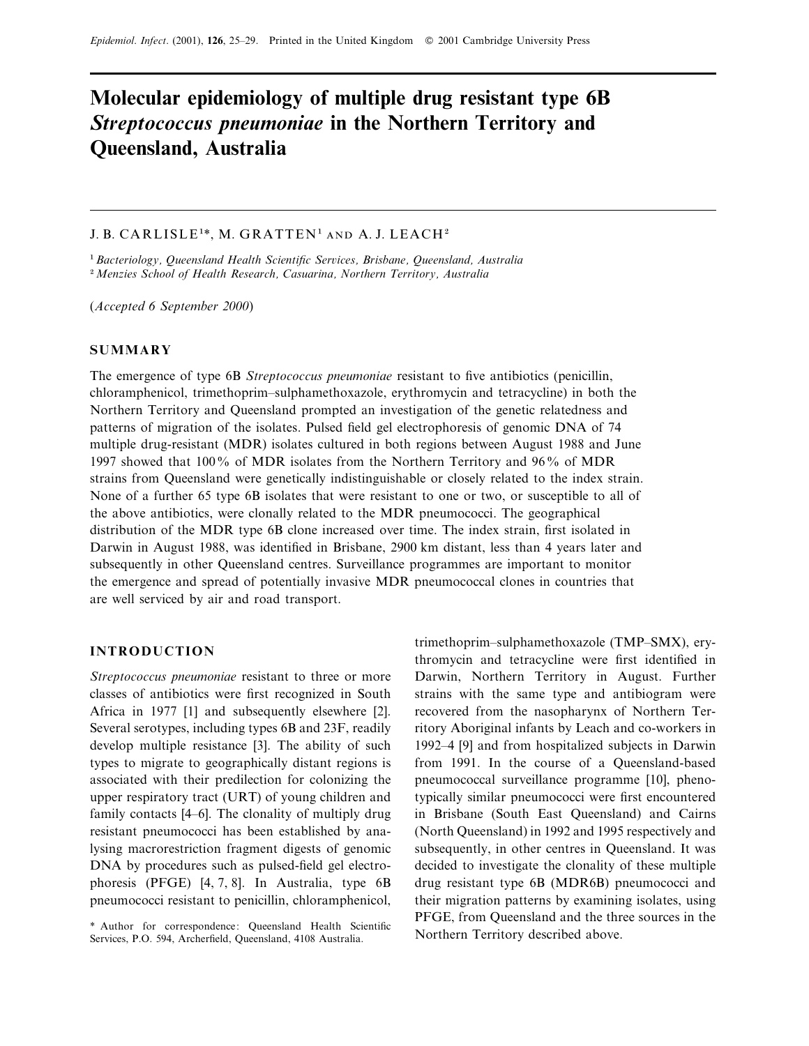# Molecular epidemiology of multiple drug resistant type 6B *Streptococcus pneumoniae* in the Northern Territory and Queensland, Australia

J. B. CARLISLE[1]*, M. GRATTEN[1] AND A. J. LEACH[2]

[1] *Bacteriology, Queensland Health Scientific Services, Brisbane, Queensland, Australia*
[2] *Menzies School of Health Research, Casuarina, Northern Territory, Australia*

(*Accepted 6 September 2000*)

## SUMMARY

The emergence of type 6B *Streptococcus pneumoniae* resistant to five antibiotics (penicillin, chloramphenicol, trimethoprim–sulphamethoxazole, erythromycin and tetracycline) in both the Northern Territory and Queensland prompted an investigation of the genetic relatedness and patterns of migration of the isolates. Pulsed field gel electrophoresis of genomic DNA of 74 multiple drug-resistant (MDR) isolates cultured in both regions between August 1988 and June 1997 showed that 100% of MDR isolates from the Northern Territory and 96% of MDR strains from Queensland were genetically indistinguishable or closely related to the index strain. None of a further 65 type 6B isolates that were resistant to one or two, or susceptible to all of the above antibiotics, were clonally related to the MDR pneumococci. The geographical distribution of the MDR type 6B clone increased over time. The index strain, first isolated in Darwin in August 1988, was identified in Brisbane, 2900 km distant, less than 4 years later and subsequently in other Queensland centres. Surveillance programmes are important to monitor the emergence and spread of potentially invasive MDR pneumococcal clones in countries that are well serviced by air and road transport.

## INTRODUCTION

*Streptococcus pneumoniae* resistant to three or more classes of antibiotics were first recognized in South Africa in 1977 [1] and subsequently elsewhere [2]. Several serotypes, including types 6B and 23F, readily develop multiple resistance [3]. The ability of such types to migrate to geographically distant regions is associated with their predilection for colonizing the upper respiratory tract (URT) of young children and family contacts [4–6]. The clonality of multiply drug resistant pneumococci has been established by analysing macrorestriction fragment digests of genomic DNA by procedures such as pulsed-field gel electrophoresis (PFGE) [4, 7, 8]. In Australia, type 6B pneumococci resistant to penicillin, chloramphenicol, trimethoprim–sulphamethoxazole (TMP–SMX), erythromycin and tetracycline were first identified in Darwin, Northern Territory in August. Further strains with the same type and antibiogram were recovered from the nasopharynx of Northern Territory Aboriginal infants by Leach and co-workers in 1992–4 [9] and from hospitalized subjects in Darwin from 1991. In the course of a Queensland-based pneumococcal surveillance programme [10], phenotypically similar pneumococci were first encountered in Brisbane (South East Queensland) and Cairns (North Queensland) in 1992 and 1995 respectively and subsequently, in other centres in Queensland. It was decided to investigate the clonality of these multiple drug resistant type 6B (MDR6B) pneumococci and their migration patterns by examining isolates, using PFGE, from Queensland and the three sources in the Northern Territory described above.

\* Author for correspondence: Queensland Health Scientific Services, P.O. 594, Archerfield, Queensland, 4108 Australia.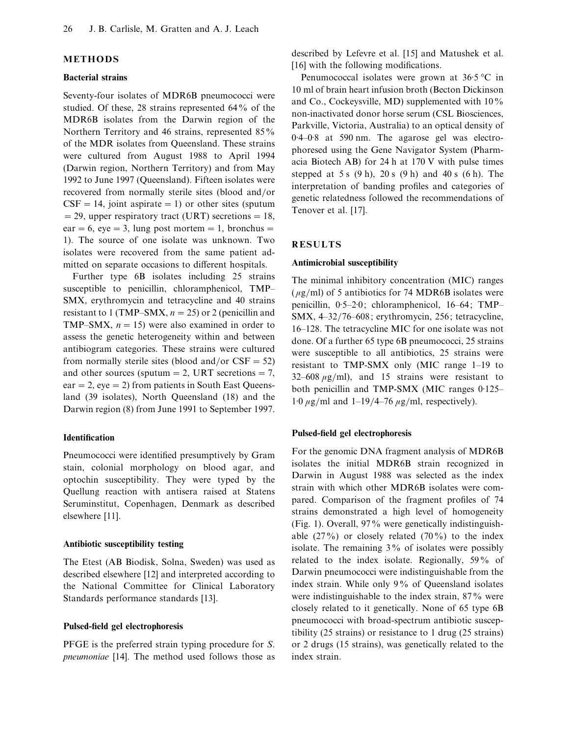## METHODS

### Bacterial strains

Seventy-four isolates of MDR6B pneumococci were studied. Of these, 28 strains represented 64 % of the MDR6B isolates from the Darwin region of the Northern Territory and 46 strains, represented 85 % of the MDR isolates from Queensland. These strains were cultured from August 1988 to April 1994 (Darwin region, Northern Territory) and from May 1992 to June 1997 (Queensland). Fifteen isolates were recovered from normally sterile sites (blood and/or CSF = 14, joint aspirate = 1) or other sites (sputum = 29, upper respiratory tract (URT) secretions = 18, ear = 6, eye = 3, lung post mortem = 1, bronchus = 1). The source of one isolate was unknown. Two isolates were recovered from the same patient admitted on separate occasions to different hospitals.

Further type 6B isolates including 25 strains susceptible to penicillin, chloramphenicol, TMP–SMX, erythromycin and tetracycline and 40 strains resistant to 1 (TMP–SMX, $n = 25$) or 2 (penicillin and TMP–SMX, $n = 15$) were also examined in order to assess the genetic heterogeneity within and between antibiogram categories. These strains were cultured from normally sterile sites (blood and/or CSF = 52) and other sources (sputum = 2, URT secretions = 7, ear = 2, eye = 2) from patients in South East Queensland (39 isolates), North Queensland (18) and the Darwin region (8) from June 1991 to September 1997.

### Identification

Pneumococci were identified presumptively by Gram stain, colonial morphology on blood agar, and optochin susceptibility. They were typed by the Quellung reaction with antisera raised at Statens Seruminstitut, Copenhagen, Denmark as described elsewhere [11].

### Antibiotic susceptibility testing

The Etest (AB Biodisk, Solna, Sweden) was used as described elsewhere [12] and interpreted according to the National Committee for Clinical Laboratory Standards performance standards [13].

### Pulsed-field gel electrophoresis

PFGE is the preferred strain typing procedure for *S. pneumoniae* [14]. The method used follows those as described by Lefevre et al. [15] and Matushek et al. [16] with the following modifications.

Penumococcal isolates were grown at 36·5 °C in 10 ml of brain heart infusion broth (Becton Dickinson and Co., Cockeysville, MD) supplemented with 10 % non-inactivated donor horse serum (CSL Biosciences, Parkville, Victoria, Australia) to an optical density of 0·4–0·8 at 590 nm. The agarose gel was electrophoresed using the Gene Navigator System (Pharmacia Biotech AB) for 24 h at 170 V with pulse times stepped at 5 s (9 h), 20 s (9 h) and 40 s (6 h). The interpretation of banding profiles and categories of genetic relatedness followed the recommendations of Tenover et al. [17].

## RESULTS

### Antimicrobial susceptibility

The minimal inhibitory concentration (MIC) ranges ($\mu$g/ml) of 5 antibiotics for 74 MDR6B isolates were penicillin, 0·5–2·0; chloramphenicol, 16–64; TMP–SMX, 4–32/76–608; erythromycin, 256; tetracycline, 16–128. The tetracycline MIC for one isolate was not done. Of a further 65 type 6B pneumococci, 25 strains were susceptible to all antibiotics, 25 strains were resistant to TMP-SMX only (MIC range 1–19 to 32–608 $\mu$g/ml), and 15 strains were resistant to both penicillin and TMP-SMX (MIC ranges 0·125–1·0 $\mu$g/ml and 1–19/4–76 $\mu$g/ml, respectively).

### Pulsed-field gel electrophoresis

For the genomic DNA fragment analysis of MDR6B isolates the initial MDR6B strain recognized in Darwin in August 1988 was selected as the index strain with which other MDR6B isolates were compared. Comparison of the fragment profiles of 74 strains demonstrated a high level of homogeneity (Fig. 1). Overall, 97 % were genetically indistinguishable (27 %) or closely related (70 %) to the index isolate. The remaining 3 % of isolates were possibly related to the index isolate. Regionally, 59 % of Darwin pneumococci were indistinguishable from the index strain. While only 9 % of Queensland isolates were indistinguishable to the index strain, 87 % were closely related to it genetically. None of 65 type 6B pneumococci with broad-spectrum antibiotic susceptibility (25 strains) or resistance to 1 drug (25 strains) or 2 drugs (15 strains), was genetically related to the index strain.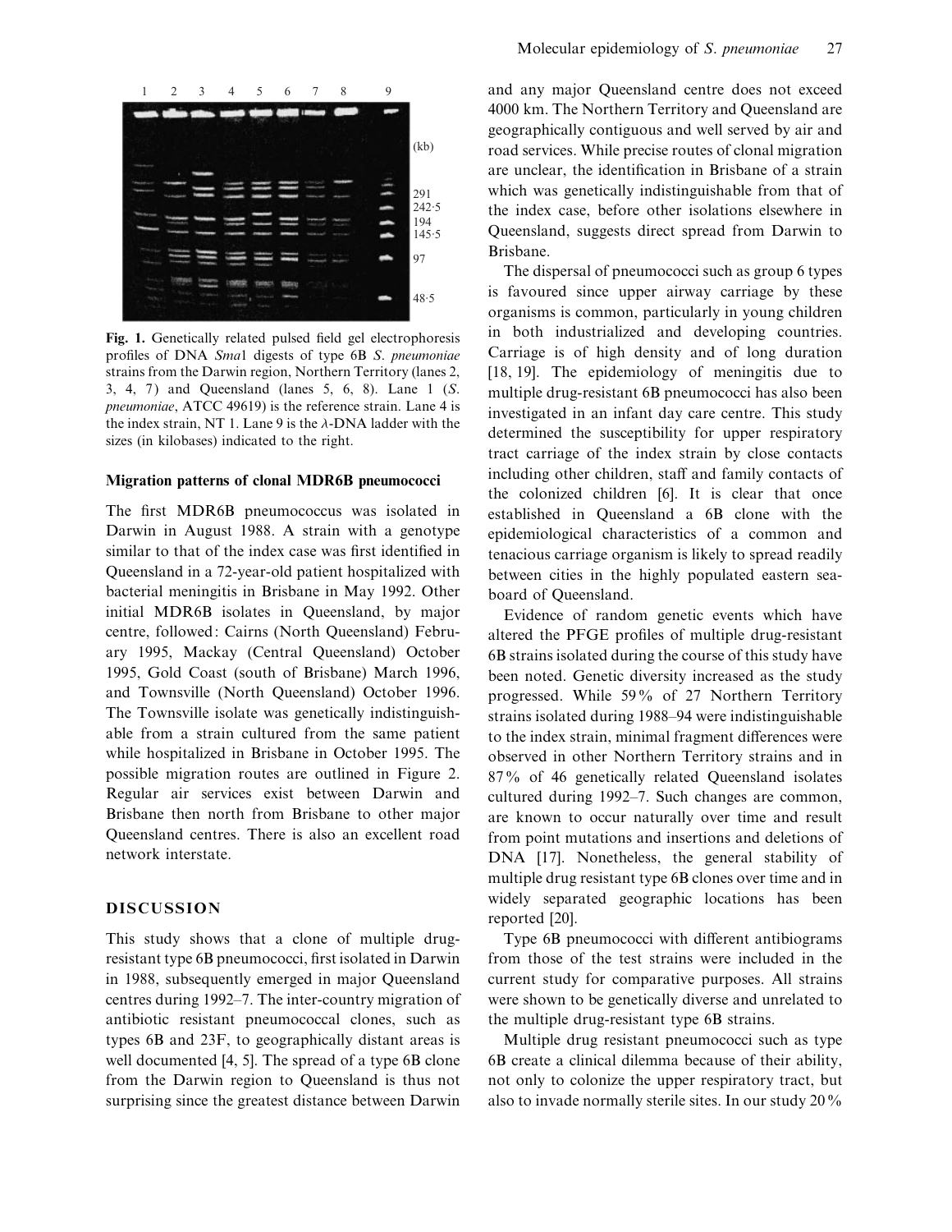Fig. 1. Genetically related pulsed field gel electrophoresis profiles of DNA *Sma*1 digests of type 6B *S. pneumoniae* strains from the Darwin region, Northern Territory (lanes 2, 3, 4, 7) and Queensland (lanes 5, 6, 8). Lane 1 (*S. pneumoniae*, ATCC 49619) is the reference strain. Lane 4 is the index strain, NT 1. Lane 9 is the λ-DNA ladder with the sizes (in kilobases) indicated to the right.

### Migration patterns of clonal MDR6B pneumococci

The first MDR6B pneumococcus was isolated in Darwin in August 1988. A strain with a genotype similar to that of the index case was first identified in Queensland in a 72-year-old patient hospitalized with bacterial meningitis in Brisbane in May 1992. Other initial MDR6B isolates in Queensland, by major centre, followed: Cairns (North Queensland) February 1995, Mackay (Central Queensland) October 1995, Gold Coast (south of Brisbane) March 1996, and Townsville (North Queensland) October 1996. The Townsville isolate was genetically indistinguishable from a strain cultured from the same patient while hospitalized in Brisbane in October 1995. The possible migration routes are outlined in Figure 2. Regular air services exist between Darwin and Brisbane then north from Brisbane to other major Queensland centres. There is also an excellent road network interstate.

## DISCUSSION

This study shows that a clone of multiple drug-resistant type 6B pneumococci, first isolated in Darwin in 1988, subsequently emerged in major Queensland centres during 1992–7. The inter-country migration of antibiotic resistant pneumococcal clones, such as types 6B and 23F, to geographically distant areas is well documented [4, 5]. The spread of a type 6B clone from the Darwin region to Queensland is thus not surprising since the greatest distance between Darwin and any major Queensland centre does not exceed 4000 km. The Northern Territory and Queensland are geographically contiguous and well served by air and road services. While precise routes of clonal migration are unclear, the identification in Brisbane of a strain which was genetically indistinguishable from that of the index case, before other isolations elsewhere in Queensland, suggests direct spread from Darwin to Brisbane.

The dispersal of pneumococci such as group 6 types is favoured since upper airway carriage by these organisms is common, particularly in young children in both industrialized and developing countries. Carriage is of high density and of long duration [18, 19]. The epidemiology of meningitis due to multiple drug-resistant 6B pneumococci has also been investigated in an infant day care centre. This study determined the susceptibility for upper respiratory tract carriage of the index strain by close contacts including other children, staff and family contacts of the colonized children [6]. It is clear that once established in Queensland a 6B clone with the epidemiological characteristics of a common and tenacious carriage organism is likely to spread readily between cities in the highly populated eastern seaboard of Queensland.

Evidence of random genetic events which have altered the PFGE profiles of multiple drug-resistant 6B strains isolated during the course of this study have been noted. Genetic diversity increased as the study progressed. While 59% of 27 Northern Territory strains isolated during 1988–94 were indistinguishable to the index strain, minimal fragment differences were observed in other Northern Territory strains and in 87% of 46 genetically related Queensland isolates cultured during 1992–7. Such changes are common, are known to occur naturally over time and result from point mutations and insertions and deletions of DNA [17]. Nonetheless, the general stability of multiple drug resistant type 6B clones over time and in widely separated geographic locations has been reported [20].

Type 6B pneumococci with different antibiograms from those of the test strains were included in the current study for comparative purposes. All strains were shown to be genetically diverse and unrelated to the multiple drug-resistant type 6B strains.

Multiple drug resistant pneumococci such as type 6B create a clinical dilemma because of their ability, not only to colonize the upper respiratory tract, but also to invade normally sterile sites. In our study 20%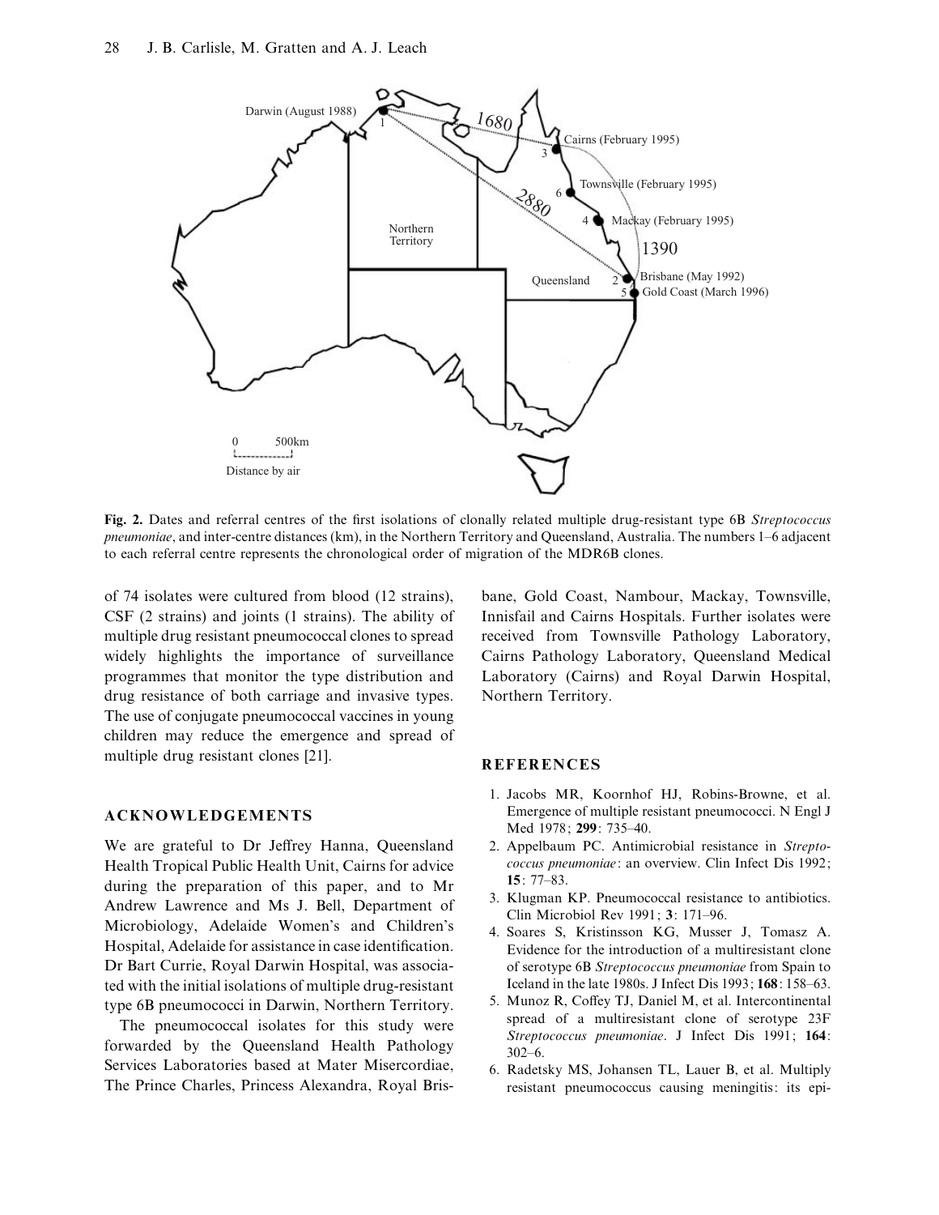**Fig. 2.** Dates and referral centres of the first isolations of clonally related multiple drug-resistant type 6B *Streptococcus pneumoniae*, and inter-centre distances (km), in the Northern Territory and Queensland, Australia. The numbers 1–6 adjacent to each referral centre represents the chronological order of migration of the MDR6B clones.

of 74 isolates were cultured from blood (12 strains), CSF (2 strains) and joints (1 strains). The ability of multiple drug resistant pneumococcal clones to spread widely highlights the importance of surveillance programmes that monitor the type distribution and drug resistance of both carriage and invasive types. The use of conjugate pneumococcal vaccines in young children may reduce the emergence and spread of multiple drug resistant clones [21].

## ACKNOWLEDGEMENTS

We are grateful to Dr Jeffrey Hanna, Queensland Health Tropical Public Health Unit, Cairns for advice during the preparation of this paper, and to Mr Andrew Lawrence and Ms J. Bell, Department of Microbiology, Adelaide Women's and Children's Hospital, Adelaide for assistance in case identification. Dr Bart Currie, Royal Darwin Hospital, was associated with the initial isolations of multiple drug-resistant type 6B pneumococci in Darwin, Northern Territory.

The pneumococcal isolates for this study were forwarded by the Queensland Health Pathology Services Laboratories based at Mater Misercordiae, The Prince Charles, Princess Alexandra, Royal Brisbane, Gold Coast, Nambour, Mackay, Townsville, Innisfail and Cairns Hospitals. Further isolates were received from Townsville Pathology Laboratory, Cairns Pathology Laboratory, Queensland Medical Laboratory (Cairns) and Royal Darwin Hospital, Northern Territory.

## REFERENCES

1. Jacobs MR, Koornhof HJ, Robins-Browne, et al. Emergence of multiple resistant pneumococci. N Engl J Med 1978; **299**: 735–40.
2. Appelbaum PC. Antimicrobial resistance in *Streptococcus pneumoniae*: an overview. Clin Infect Dis 1992; **15**: 77–83.
3. Klugman KP. Pneumococcal resistance to antibiotics. Clin Microbiol Rev 1991; **3**: 171–96.
4. Soares S, Kristinsson KG, Musser J, Tomasz A. Evidence for the introduction of a multiresistant clone of serotype 6B *Streptococcus pneumoniae* from Spain to Iceland in the late 1980s. J Infect Dis 1993; **168**: 158–63.
5. Munoz R, Coffey TJ, Daniel M, et al. Intercontinental spread of a multiresistant clone of serotype 23F *Streptococcus pneumoniae*. J Infect Dis 1991; **164**: 302–6.
6. Radetsky MS, Johansen TL, Lauer B, et al. Multiply resistant pneumococcus causing meningitis: its epi-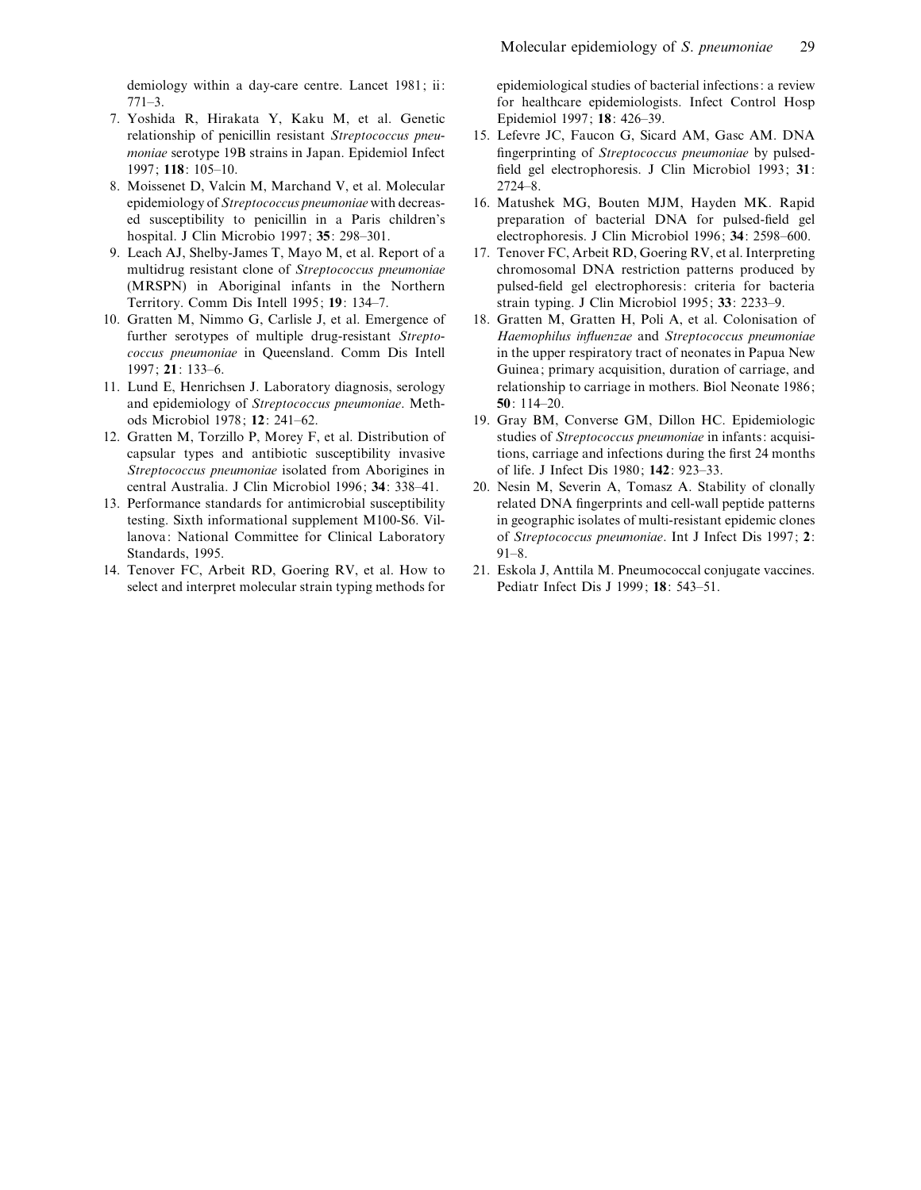demiology within a day-care centre. Lancet 1981; ii: 771–3.

7. Yoshida R, Hirakata Y, Kaku M, et al. Genetic relationship of penicillin resistant *Streptococcus pneumoniae* serotype 19B strains in Japan. Epidemiol Infect 1997; **118**: 105–10.
8. Moissenet D, Valcin M, Marchand V, et al. Molecular epidemiology of *Streptococcus pneumoniae* with decreased susceptibility to penicillin in a Paris children's hospital. J Clin Microbio 1997; **35**: 298–301.
9. Leach AJ, Shelby-James T, Mayo M, et al. Report of a multidrug resistant clone of *Streptococcus pneumoniae* (MRSPN) in Aboriginal infants in the Northern Territory. Comm Dis Intell 1995; **19**: 134–7.
10. Gratten M, Nimmo G, Carlisle J, et al. Emergence of further serotypes of multiple drug-resistant *Streptococcus pneumoniae* in Queensland. Comm Dis Intell 1997; **21**: 133–6.
11. Lund E, Henrichsen J. Laboratory diagnosis, serology and epidemiology of *Streptococcus pneumoniae*. Methods Microbiol 1978; **12**: 241–62.
12. Gratten M, Torzillo P, Morey F, et al. Distribution of capsular types and antibiotic susceptibility invasive *Streptococcus pneumoniae* isolated from Aborigines in central Australia. J Clin Microbiol 1996; **34**: 338–41.
13. Performance standards for antimicrobial susceptibility testing. Sixth informational supplement M100-S6. Villanova: National Committee for Clinical Laboratory Standards, 1995.
14. Tenover FC, Arbeit RD, Goering RV, et al. How to select and interpret molecular strain typing methods for epidemiological studies of bacterial infections: a review for healthcare epidemiologists. Infect Control Hosp Epidemiol 1997; **18**: 426–39.
15. Lefevre JC, Faucon G, Sicard AM, Gasc AM. DNA fingerprinting of *Streptococcus pneumoniae* by pulsed-field gel electrophoresis. J Clin Microbiol 1993; **31**: 2724–8.
16. Matushek MG, Bouten MJM, Hayden MK. Rapid preparation of bacterial DNA for pulsed-field gel electrophoresis. J Clin Microbiol 1996; **34**: 2598–600.
17. Tenover FC, Arbeit RD, Goering RV, et al. Interpreting chromosomal DNA restriction patterns produced by pulsed-field gel electrophoresis: criteria for bacteria strain typing. J Clin Microbiol 1995; **33**: 2233–9.
18. Gratten M, Gratten H, Poli A, et al. Colonisation of *Haemophilus influenzae* and *Streptococcus pneumoniae* in the upper respiratory tract of neonates in Papua New Guinea; primary acquisition, duration of carriage, and relationship to carriage in mothers. Biol Neonate 1986; **50**: 114–20.
19. Gray BM, Converse GM, Dillon HC. Epidemiologic studies of *Streptococcus pneumoniae* in infants: acquisitions, carriage and infections during the first 24 months of life. J Infect Dis 1980; **142**: 923–33.
20. Nesin M, Severin A, Tomasz A. Stability of clonally related DNA fingerprints and cell-wall peptide patterns in geographic isolates of multi-resistant epidemic clones of *Streptococcus pneumoniae*. Int J Infect Dis 1997; **2**: 91–8.
21. Eskola J, Anttila M. Pneumococcal conjugate vaccines. Pediatr Infect Dis J 1999; **18**: 543–51.